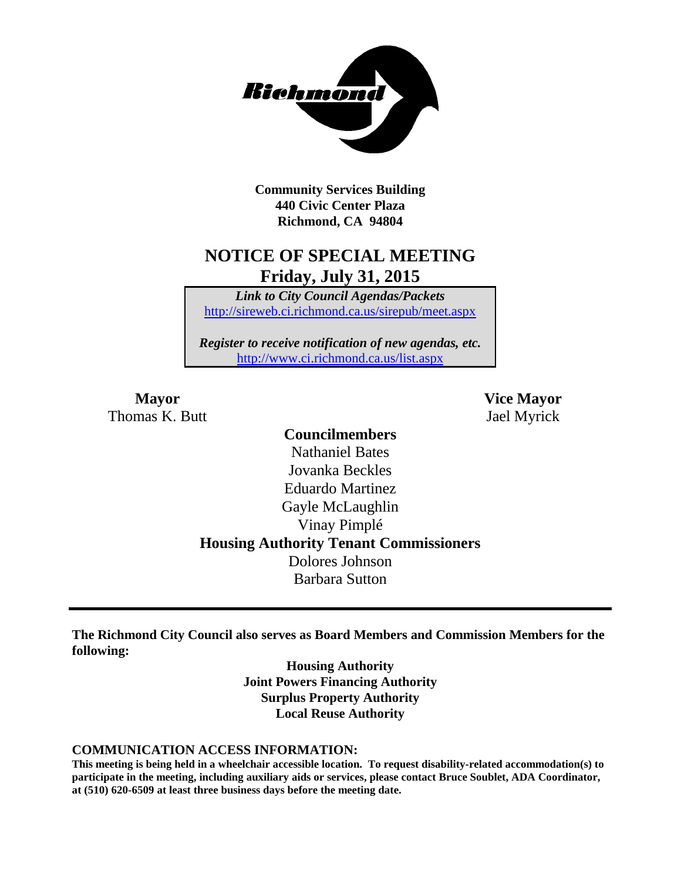**Community Services Building**
**440 Civic Center Plaza**
**Richmond, CA 94804**

# NOTICE OF SPECIAL MEETING
## Friday, July 31, 2015

***Link to City Council Agendas/Packets***
http://sireweb.ci.richmond.ca.us/sirepub/meet.aspx

***Register to receive notification of new agendas, etc.***
http://www.ci.richmond.ca.us/list.aspx

**Mayor**
Thomas K. Butt

**Vice Mayor**
Jael Myrick

**Councilmembers**
Nathaniel Bates
Jovanka Beckles
Eduardo Martinez
Gayle McLaughlin
Vinay Pimplé

**Housing Authority Tenant Commissioners**
Dolores Johnson
Barbara Sutton

---

**The Richmond City Council also serves as Board Members and Commission Members for the following:**

**Housing Authority**
**Joint Powers Financing Authority**
**Surplus Property Authority**
**Local Reuse Authority**

**COMMUNICATION ACCESS INFORMATION:**
**This meeting is being held in a wheelchair accessible location. To request disability-related accommodation(s) to participate in the meeting, including auxiliary aids or services, please contact Bruce Soublet, ADA Coordinator, at (510) 620-6509 at least three business days before the meeting date.**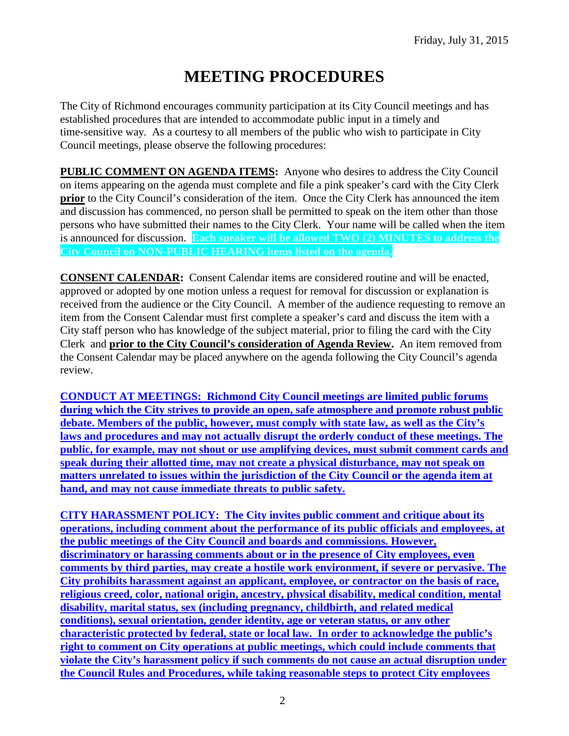# MEETING PROCEDURES

The City of Richmond encourages community participation at its City Council meetings and has established procedures that are intended to accommodate public input in a timely and time-sensitive way. As a courtesy to all members of the public who wish to participate in City Council meetings, please observe the following procedures:

**PUBLIC COMMENT ON AGENDA ITEMS:** Anyone who desires to address the City Council on items appearing on the agenda must complete and file a pink speaker's card with the City Clerk **prior** to the City Council's consideration of the item. Once the City Clerk has announced the item and discussion has commenced, no person shall be permitted to speak on the item other than those persons who have submitted their names to the City Clerk. Your name will be called when the item is announced for discussion. **Each speaker will be allowed TWO (2) MINUTES to address the City Council on NON-PUBLIC HEARING items listed on the agenda.**

**CONSENT CALENDAR:** Consent Calendar items are considered routine and will be enacted, approved or adopted by one motion unless a request for removal for discussion or explanation is received from the audience or the City Council. A member of the audience requesting to remove an item from the Consent Calendar must first complete a speaker's card and discuss the item with a City staff person who has knowledge of the subject material, prior to filing the card with the City Clerk and **prior to the City Council's consideration of Agenda Review.** An item removed from the Consent Calendar may be placed anywhere on the agenda following the City Council's agenda review.

**CONDUCT AT MEETINGS: Richmond City Council meetings are limited public forums during which the City strives to provide an open, safe atmosphere and promote robust public debate. Members of the public, however, must comply with state law, as well as the City's laws and procedures and may not actually disrupt the orderly conduct of these meetings. The public, for example, may not shout or use amplifying devices, must submit comment cards and speak during their allotted time, may not create a physical disturbance, may not speak on matters unrelated to issues within the jurisdiction of the City Council or the agenda item at hand, and may not cause immediate threats to public safety.**

**CITY HARASSMENT POLICY: The City invites public comment and critique about its operations, including comment about the performance of its public officials and employees, at the public meetings of the City Council and boards and commissions. However, discriminatory or harassing comments about or in the presence of City employees, even comments by third parties, may create a hostile work environment, if severe or pervasive. The City prohibits harassment against an applicant, employee, or contractor on the basis of race, religious creed, color, national origin, ancestry, physical disability, medical condition, mental disability, marital status, sex (including pregnancy, childbirth, and related medical conditions), sexual orientation, gender identity, age or veteran status, or any other characteristic protected by federal, state or local law. In order to acknowledge the public's right to comment on City operations at public meetings, which could include comments that violate the City's harassment policy if such comments do not cause an actual disruption under the Council Rules and Procedures, while taking reasonable steps to protect City employees**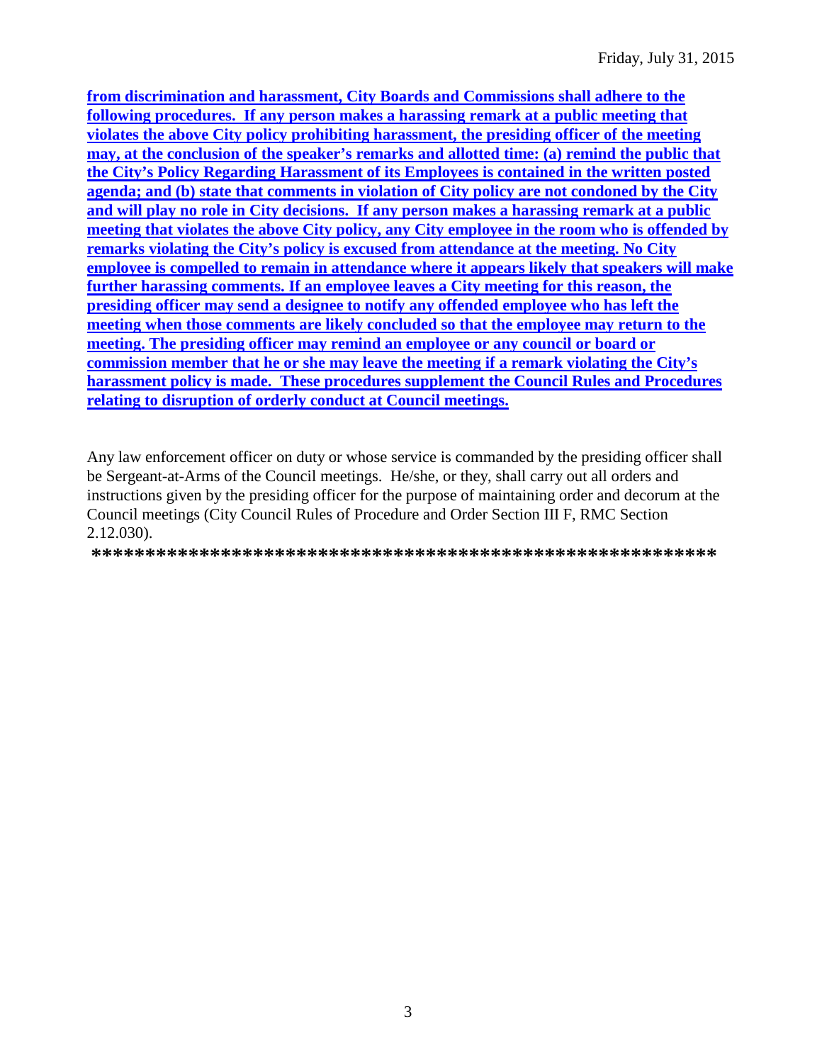**from discrimination and harassment, City Boards and Commissions shall adhere to the following procedures. If any person makes a harassing remark at a public meeting that violates the above City policy prohibiting harassment, the presiding officer of the meeting may, at the conclusion of the speaker's remarks and allotted time: (a) remind the public that the City's Policy Regarding Harassment of its Employees is contained in the written posted agenda; and (b) state that comments in violation of City policy are not condoned by the City and will play no role in City decisions. If any person makes a harassing remark at a public meeting that violates the above City policy, any City employee in the room who is offended by remarks violating the City's policy is excused from attendance at the meeting. No City employee is compelled to remain in attendance where it appears likely that speakers will make further harassing comments. If an employee leaves a City meeting for this reason, the presiding officer may send a designee to notify any offended employee who has left the meeting when those comments are likely concluded so that the employee may return to the meeting. The presiding officer may remind an employee or any council or board or commission member that he or she may leave the meeting if a remark violating the City's harassment policy is made. These procedures supplement the Council Rules and Procedures relating to disruption of orderly conduct at Council meetings.**

Any law enforcement officer on duty or whose service is commanded by the presiding officer shall be Sergeant-at-Arms of the Council meetings. He/she, or they, shall carry out all orders and instructions given by the presiding officer for the purpose of maintaining order and decorum at the Council meetings (City Council Rules of Procedure and Order Section III F, RMC Section 2.12.030).

**\*\*\*\*\*\*\*\*\*\*\*\*\*\*\*\*\*\*\*\*\*\*\*\*\*\*\*\*\*\*\*\*\*\*\*\*\*\*\*\*\*\*\*\*\*\*\*\*\*\*\*\*\*\*\*\*\*\***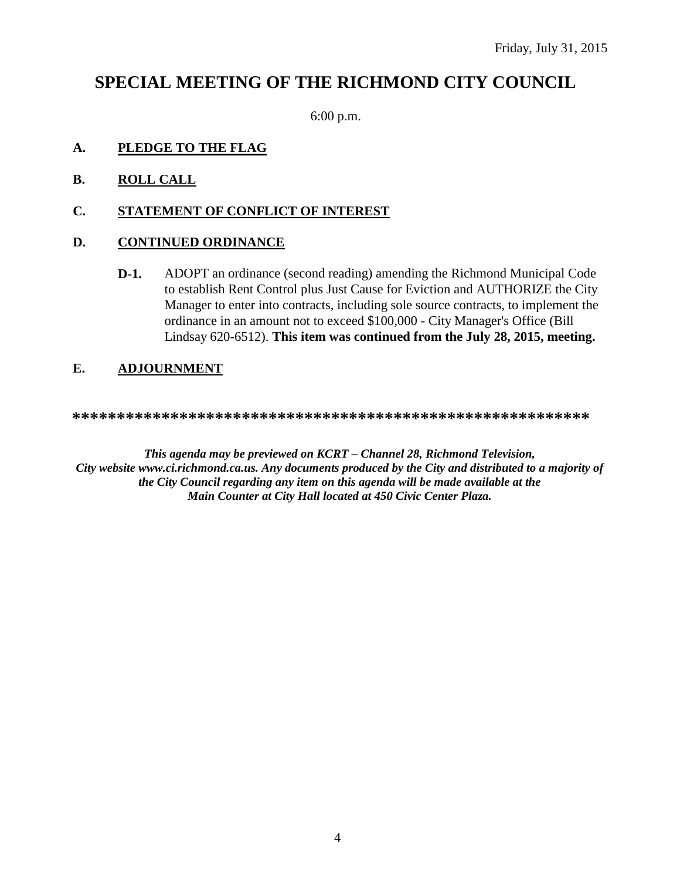Friday, July 31, 2015

# SPECIAL MEETING OF THE RICHMOND CITY COUNCIL

6:00 p.m.

**A. PLEDGE TO THE FLAG**

**B. ROLL CALL**

**C. STATEMENT OF CONFLICT OF INTEREST**

**D. CONTINUED ORDINANCE**

**D-1.** ADOPT an ordinance (second reading) amending the Richmond Municipal Code to establish Rent Control plus Just Cause for Eviction and AUTHORIZE the City Manager to enter into contracts, including sole source contracts, to implement the ordinance in an amount not to exceed $100,000 - City Manager's Office (Bill Lindsay 620-6512). **This item was continued from the July 28, 2015, meeting.**

**E. ADJOURNMENT**

**************************************************************

***This agenda may be previewed on KCRT – Channel 28, Richmond Television, City website www.ci.richmond.ca.us. Any documents produced by the City and distributed to a majority of the City Council regarding any item on this agenda will be made available at the Main Counter at City Hall located at 450 Civic Center Plaza.***